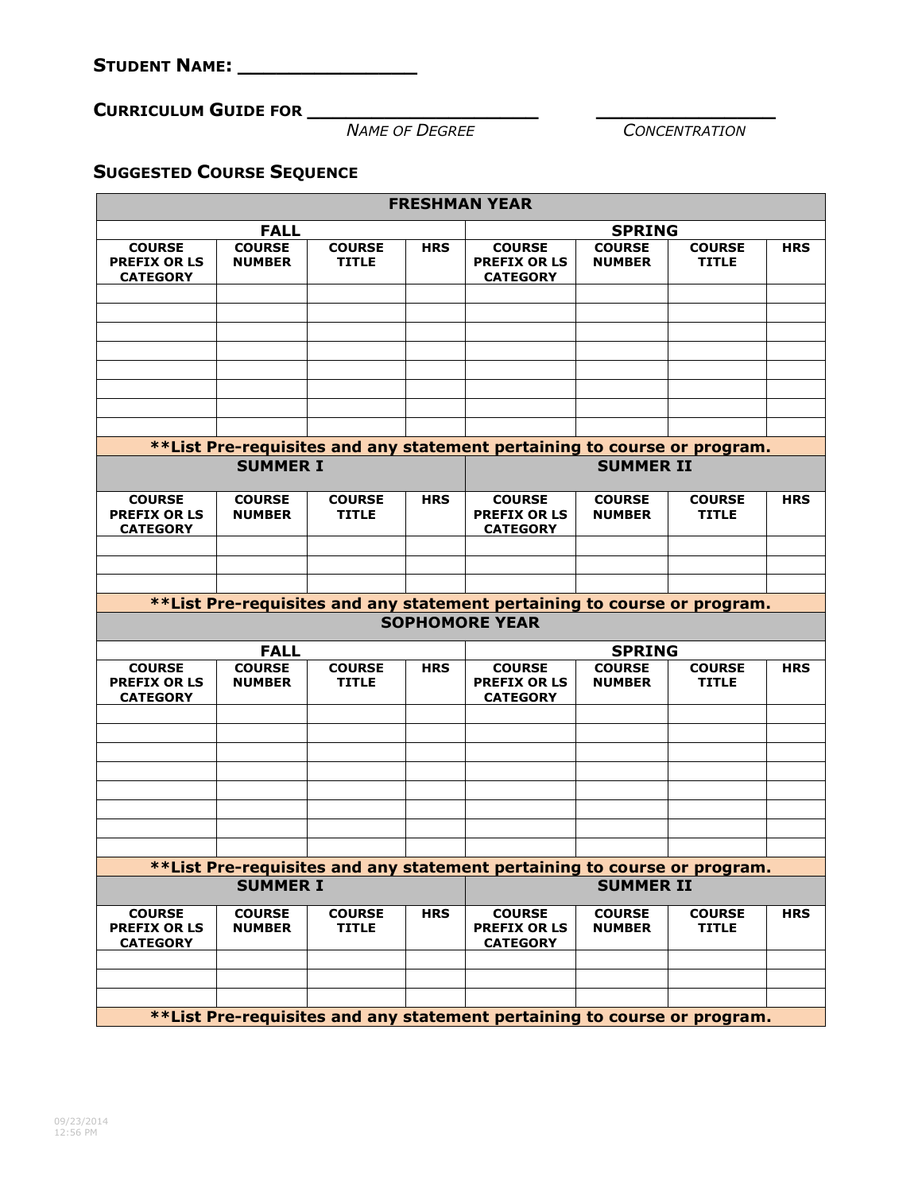**STUDENT NAME: _______________**

**CURRICULUM GUIDE FOR ____________________** &nbsp;&nbsp;&nbsp;&nbsp; **_______________**

*NAME OF DEGREE* &nbsp;&nbsp;&nbsp;&nbsp; *CONCENTRATION*

## SUGGESTED COURSE SEQUENCE

| FRESHMAN YEAR | | | | | | | |
|---|---|---|---|---|---|---|---|
| **FALL** | | | | **SPRING** | | | |
| **COURSE PREFIX OR LS CATEGORY** | **COURSE NUMBER** | **COURSE TITLE** | **HRS** | **COURSE PREFIX OR LS CATEGORY** | **COURSE NUMBER** | **COURSE TITLE** | **HRS** |
| | | | | | | | |
| | | | | | | | |
| | | | | | | | |
| | | | | | | | |
| | | | | | | | |
| | | | | | | | |
| | | | | | | | |
| | | | | | | | |
| **\*\*List Pre-requisites and any statement pertaining to course or program.** | | | | | | | |
| **SUMMER I** | | | | **SUMMER II** | | | |
| **COURSE PREFIX OR LS CATEGORY** | **COURSE NUMBER** | **COURSE TITLE** | **HRS** | **COURSE PREFIX OR LS CATEGORY** | **COURSE NUMBER** | **COURSE TITLE** | **HRS** |
| | | | | | | | |
| | | | | | | | |
| | | | | | | | |
| **\*\*List Pre-requisites and any statement pertaining to course or program.** | | | | | | | |
| **SOPHOMORE YEAR** | | | | | | | |
| **FALL** | | | | **SPRING** | | | |
| **COURSE PREFIX OR LS CATEGORY** | **COURSE NUMBER** | **COURSE TITLE** | **HRS** | **COURSE PREFIX OR LS CATEGORY** | **COURSE NUMBER** | **COURSE TITLE** | **HRS** |
| | | | | | | | |
| | | | | | | | |
| | | | | | | | |
| | | | | | | | |
| | | | | | | | |
| | | | | | | | |
| | | | | | | | |
| | | | | | | | |
| **\*\*List Pre-requisites and any statement pertaining to course or program.** | | | | | | | |
| **SUMMER I** | | | | **SUMMER II** | | | |
| **COURSE PREFIX OR LS CATEGORY** | **COURSE NUMBER** | **COURSE TITLE** | **HRS** | **COURSE PREFIX OR LS CATEGORY** | **COURSE NUMBER** | **COURSE TITLE** | **HRS** |
| | | | | | | | |
| | | | | | | | |
| | | | | | | | |
| **\*\*List Pre-requisites and any statement pertaining to course or program.** | | | | | | | |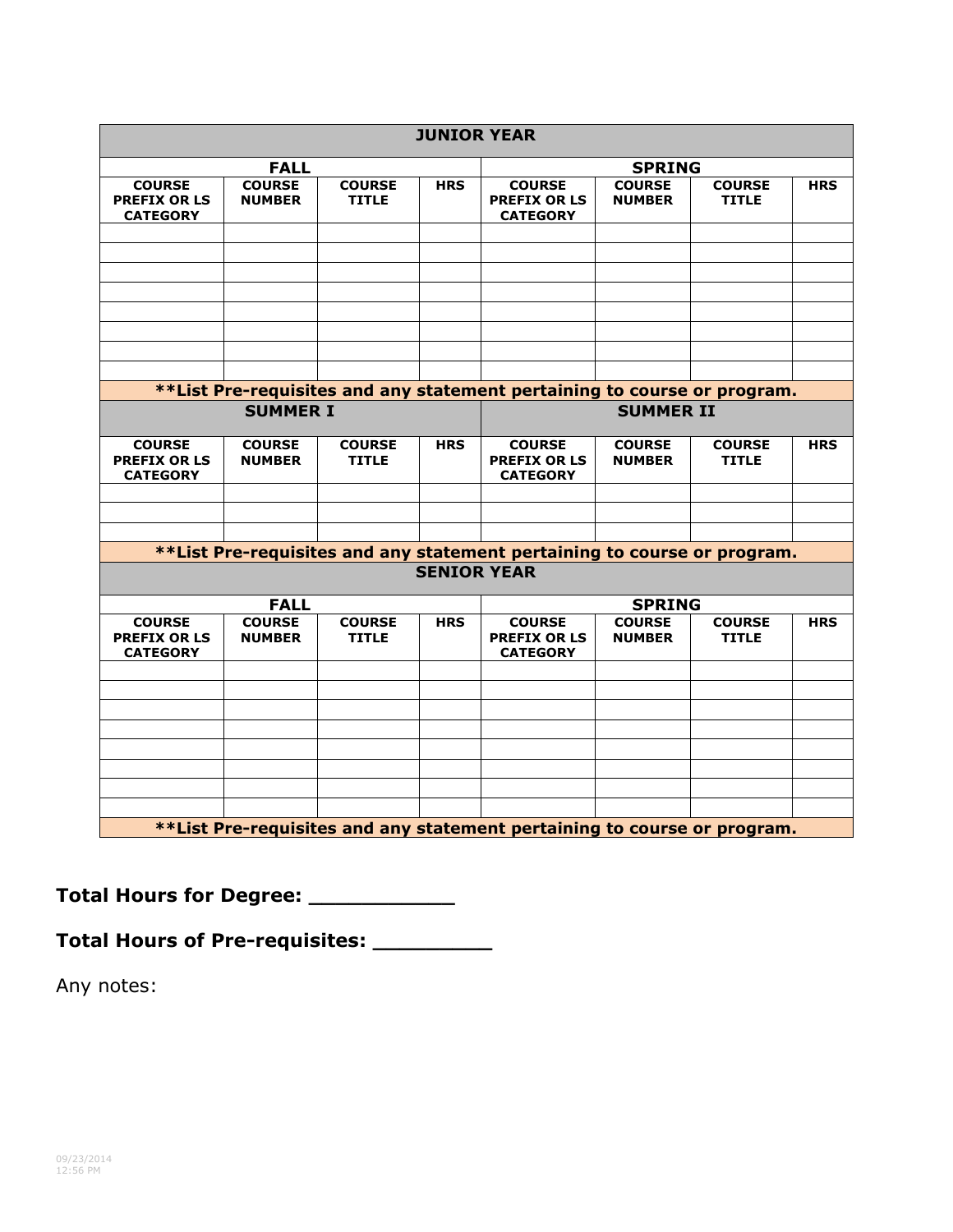| JUNIOR YEAR | | | | | | | |
|---|---|---|---|---|---|---|---|
| **FALL** | | | | **SPRING** | | | |
| **COURSE PREFIX OR LS CATEGORY** | **COURSE NUMBER** | **COURSE TITLE** | **HRS** | **COURSE PREFIX OR LS CATEGORY** | **COURSE NUMBER** | **COURSE TITLE** | **HRS** |
| | | | | | | | |
| | | | | | | | |
| | | | | | | | |
| | | | | | | | |
| | | | | | | | |
| | | | | | | | |
| | | | | | | | |
| | | | | | | | |
| **\*\*List Pre-requisites and any statement pertaining to course or program.** | | | | | | | |
| **SUMMER I** | | | | **SUMMER II** | | | |
| **COURSE PREFIX OR LS CATEGORY** | **COURSE NUMBER** | **COURSE TITLE** | **HRS** | **COURSE PREFIX OR LS CATEGORY** | **COURSE NUMBER** | **COURSE TITLE** | **HRS** |
| | | | | | | | |
| | | | | | | | |
| | | | | | | | |
| **\*\*List Pre-requisites and any statement pertaining to course or program.** | | | | | | | |

| SENIOR YEAR | | | | | | | |
|---|---|---|---|---|---|---|---|
| **FALL** | | | | **SPRING** | | | |
| **COURSE PREFIX OR LS CATEGORY** | **COURSE NUMBER** | **COURSE TITLE** | **HRS** | **COURSE PREFIX OR LS CATEGORY** | **COURSE NUMBER** | **COURSE TITLE** | **HRS** |
| | | | | | | | |
| | | | | | | | |
| | | | | | | | |
| | | | | | | | |
| | | | | | | | |
| | | | | | | | |
| | | | | | | | |
| | | | | | | | |
| **\*\*List Pre-requisites and any statement pertaining to course or program.** | | | | | | | |

**Total Hours for Degree: ___________**

**Total Hours of Pre-requisites: _________**

Any notes:

09/23/2014
12:56 PM